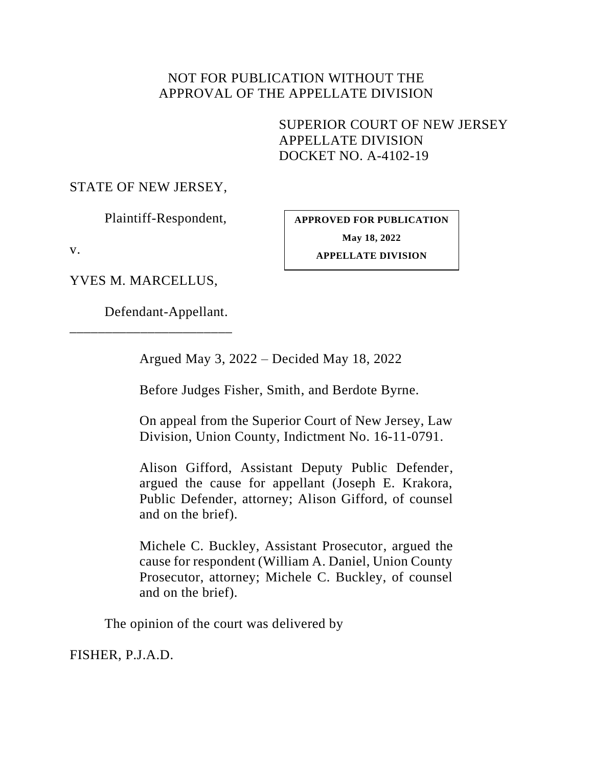NOT FOR PUBLICATION WITHOUT THE
APPROVAL OF THE APPELLATE DIVISION

SUPERIOR COURT OF NEW JERSEY
APPELLATE DIVISION
DOCKET NO. A-4102-19

STATE OF NEW JERSEY,

Plaintiff-Respondent,

v.

YVES M. MARCELLUS,

Defendant-Appellant.

_______________________

**APPROVED FOR PUBLICATION**

**May 18, 2022**

**APPELLATE DIVISION**

Argued May 3, 2022 – Decided May 18, 2022

Before Judges Fisher, Smith, and Berdote Byrne.

On appeal from the Superior Court of New Jersey, Law Division, Union County, Indictment No. 16-11-0791.

Alison Gifford, Assistant Deputy Public Defender, argued the cause for appellant (Joseph E. Krakora, Public Defender, attorney; Alison Gifford, of counsel and on the brief).

Michele C. Buckley, Assistant Prosecutor, argued the cause for respondent (William A. Daniel, Union County Prosecutor, attorney; Michele C. Buckley, of counsel and on the brief).

The opinion of the court was delivered by

FISHER, P.J.A.D.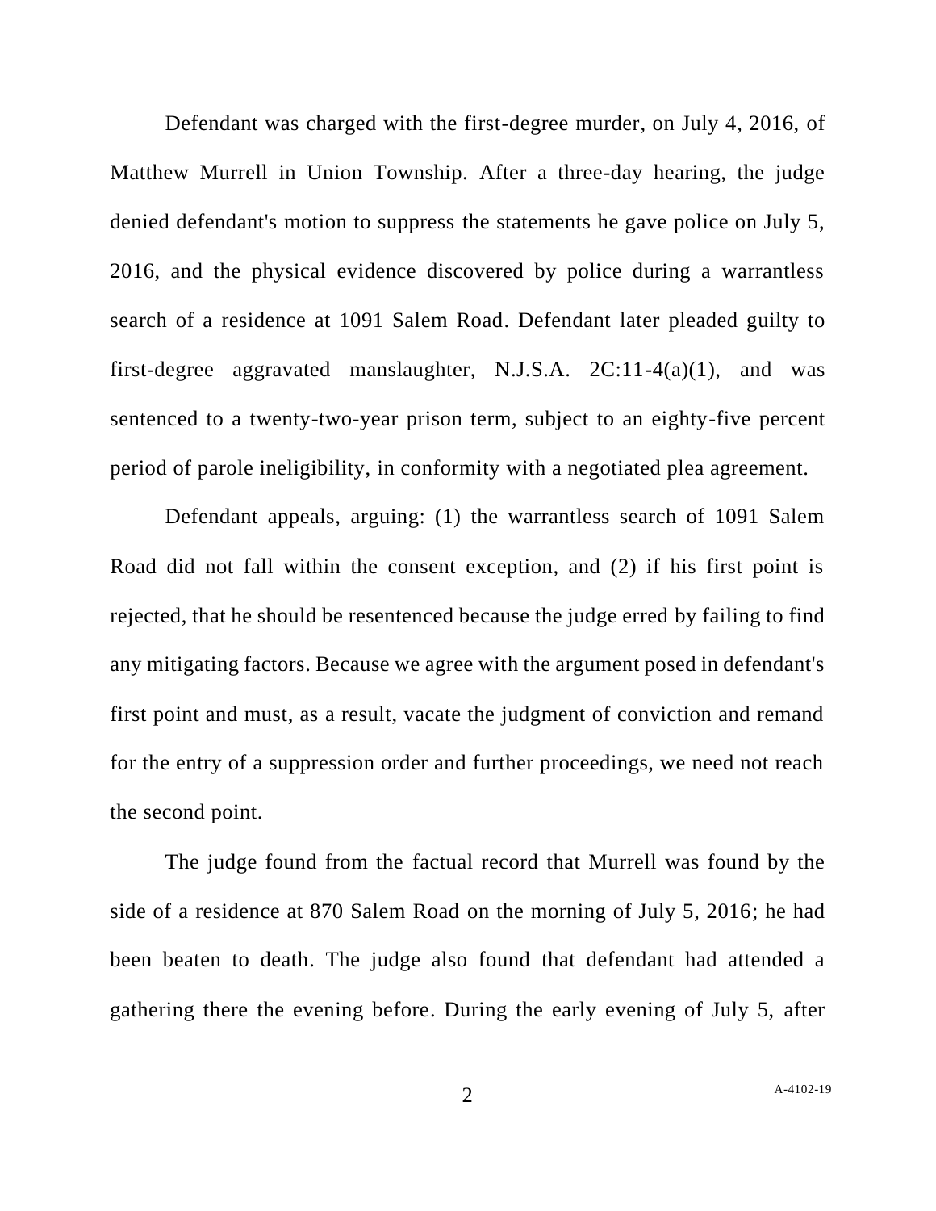Defendant was charged with the first-degree murder, on July 4, 2016, of Matthew Murrell in Union Township. After a three-day hearing, the judge denied defendant's motion to suppress the statements he gave police on July 5, 2016, and the physical evidence discovered by police during a warrantless search of a residence at 1091 Salem Road. Defendant later pleaded guilty to first-degree aggravated manslaughter, N.J.S.A. 2C:11-4(a)(1), and was sentenced to a twenty-two-year prison term, subject to an eighty-five percent period of parole ineligibility, in conformity with a negotiated plea agreement.

Defendant appeals, arguing: (1) the warrantless search of 1091 Salem Road did not fall within the consent exception, and (2) if his first point is rejected, that he should be resentenced because the judge erred by failing to find any mitigating factors. Because we agree with the argument posed in defendant's first point and must, as a result, vacate the judgment of conviction and remand for the entry of a suppression order and further proceedings, we need not reach the second point.

The judge found from the factual record that Murrell was found by the side of a residence at 870 Salem Road on the morning of July 5, 2016; he had been beaten to death. The judge also found that defendant had attended a gathering there the evening before. During the early evening of July 5, after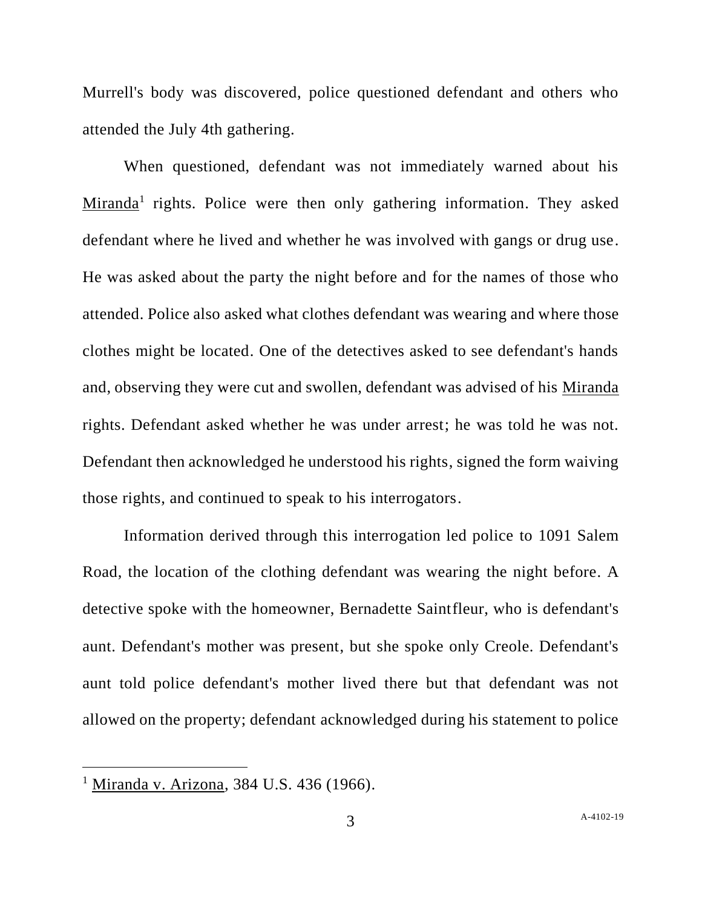Murrell's body was discovered, police questioned defendant and others who attended the July 4th gathering.

When questioned, defendant was not immediately warned about his Miranda[1] rights. Police were then only gathering information. They asked defendant where he lived and whether he was involved with gangs or drug use. He was asked about the party the night before and for the names of those who attended. Police also asked what clothes defendant was wearing and where those clothes might be located. One of the detectives asked to see defendant's hands and, observing they were cut and swollen, defendant was advised of his Miranda rights. Defendant asked whether he was under arrest; he was told he was not. Defendant then acknowledged he understood his rights, signed the form waiving those rights, and continued to speak to his interrogators.

Information derived through this interrogation led police to 1091 Salem Road, the location of the clothing defendant was wearing the night before. A detective spoke with the homeowner, Bernadette Saintfleur, who is defendant's aunt. Defendant's mother was present, but she spoke only Creole. Defendant's aunt told police defendant's mother lived there but that defendant was not allowed on the property; defendant acknowledged during his statement to police

[1] Miranda v. Arizona, 384 U.S. 436 (1966).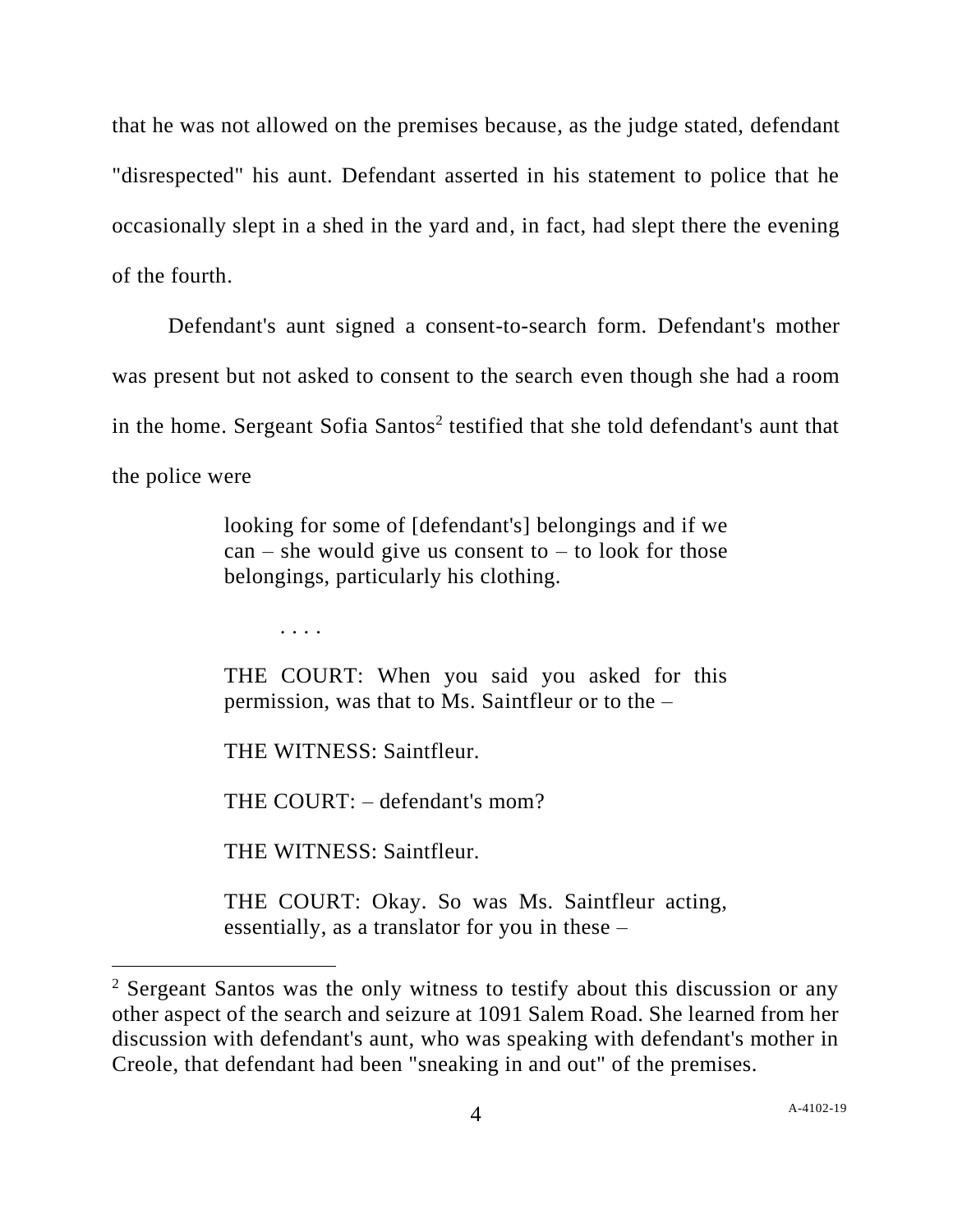that he was not allowed on the premises because, as the judge stated, defendant "disrespected" his aunt. Defendant asserted in his statement to police that he occasionally slept in a shed in the yard and, in fact, had slept there the evening of the fourth.

Defendant's aunt signed a consent-to-search form. Defendant's mother was present but not asked to consent to the search even though she had a room in the home. Sergeant Sofia Santos[2] testified that she told defendant's aunt that the police were

> looking for some of [defendant's] belongings and if we can – she would give us consent to – to look for those belongings, particularly his clothing.
>
> . . . .
>
> THE COURT: When you said you asked for this permission, was that to Ms. Saintfleur or to the –
>
> THE WITNESS: Saintfleur.
>
> THE COURT: – defendant's mom?
>
> THE WITNESS: Saintfleur.
>
> THE COURT: Okay. So was Ms. Saintfleur acting, essentially, as a translator for you in these –

---

[2] Sergeant Santos was the only witness to testify about this discussion or any other aspect of the search and seizure at 1091 Salem Road. She learned from her discussion with defendant's aunt, who was speaking with defendant's mother in Creole, that defendant had been "sneaking in and out" of the premises.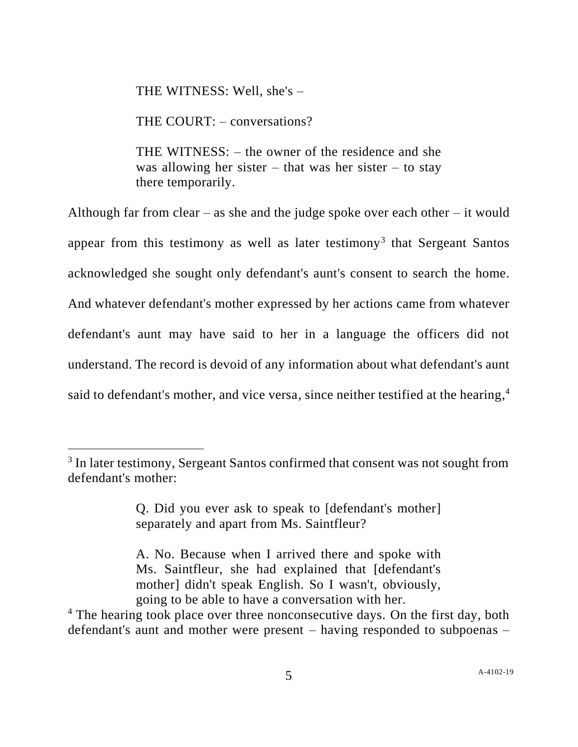THE WITNESS: Well, she's –

THE COURT: – conversations?

THE WITNESS: – the owner of the residence and she was allowing her sister – that was her sister – to stay there temporarily.

Although far from clear – as she and the judge spoke over each other – it would appear from this testimony as well as later testimony[3] that Sergeant Santos acknowledged she sought only defendant's aunt's consent to search the home. And whatever defendant's mother expressed by her actions came from whatever defendant's aunt may have said to her in a language the officers did not understand. The record is devoid of any information about what defendant's aunt said to defendant's mother, and vice versa, since neither testified at the hearing,[4]

---

[3] In later testimony, Sergeant Santos confirmed that consent was not sought from defendant's mother:

> Q. Did you ever ask to speak to [defendant's mother] separately and apart from Ms. Saintfleur?
>
> A. No. Because when I arrived there and spoke with Ms. Saintfleur, she had explained that [defendant's mother] didn't speak English. So I wasn't, obviously, going to be able to have a conversation with her.

[4] The hearing took place over three nonconsecutive days. On the first day, both defendant's aunt and mother were present – having responded to subpoenas –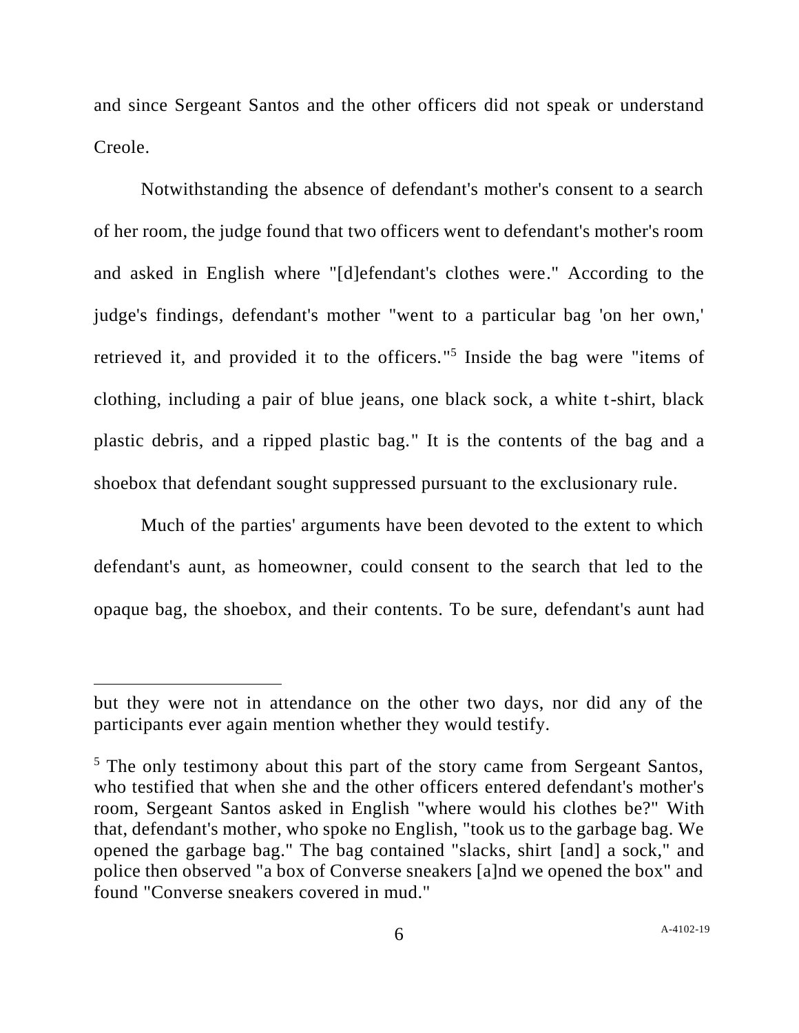and since Sergeant Santos and the other officers did not speak or understand Creole.

Notwithstanding the absence of defendant's mother's consent to a search of her room, the judge found that two officers went to defendant's mother's room and asked in English where "[d]efendant's clothes were." According to the judge's findings, defendant's mother "went to a particular bag 'on her own,' retrieved it, and provided it to the officers."[5] Inside the bag were "items of clothing, including a pair of blue jeans, one black sock, a white t-shirt, black plastic debris, and a ripped plastic bag." It is the contents of the bag and a shoebox that defendant sought suppressed pursuant to the exclusionary rule.

Much of the parties' arguments have been devoted to the extent to which defendant's aunt, as homeowner, could consent to the search that led to the opaque bag, the shoebox, and their contents. To be sure, defendant's aunt had

---

but they were not in attendance on the other two days, nor did any of the participants ever again mention whether they would testify.

[5] The only testimony about this part of the story came from Sergeant Santos, who testified that when she and the other officers entered defendant's mother's room, Sergeant Santos asked in English "where would his clothes be?" With that, defendant's mother, who spoke no English, "took us to the garbage bag. We opened the garbage bag." The bag contained "slacks, shirt [and] a sock," and police then observed "a box of Converse sneakers [a]nd we opened the box" and found "Converse sneakers covered in mud."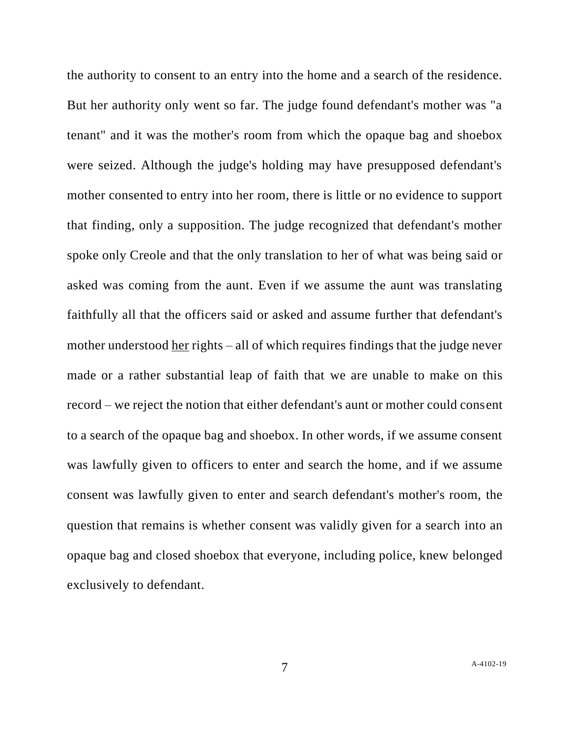the authority to consent to an entry into the home and a search of the residence. But her authority only went so far. The judge found defendant's mother was "a tenant" and it was the mother's room from which the opaque bag and shoebox were seized. Although the judge's holding may have presupposed defendant's mother consented to entry into her room, there is little or no evidence to support that finding, only a supposition. The judge recognized that defendant's mother spoke only Creole and that the only translation to her of what was being said or asked was coming from the aunt. Even if we assume the aunt was translating faithfully all that the officers said or asked and assume further that defendant's mother understood <u>her</u> rights – all of which requires findings that the judge never made or a rather substantial leap of faith that we are unable to make on this record – we reject the notion that either defendant's aunt or mother could consent to a search of the opaque bag and shoebox. In other words, if we assume consent was lawfully given to officers to enter and search the home, and if we assume consent was lawfully given to enter and search defendant's mother's room, the question that remains is whether consent was validly given for a search into an opaque bag and closed shoebox that everyone, including police, knew belonged exclusively to defendant.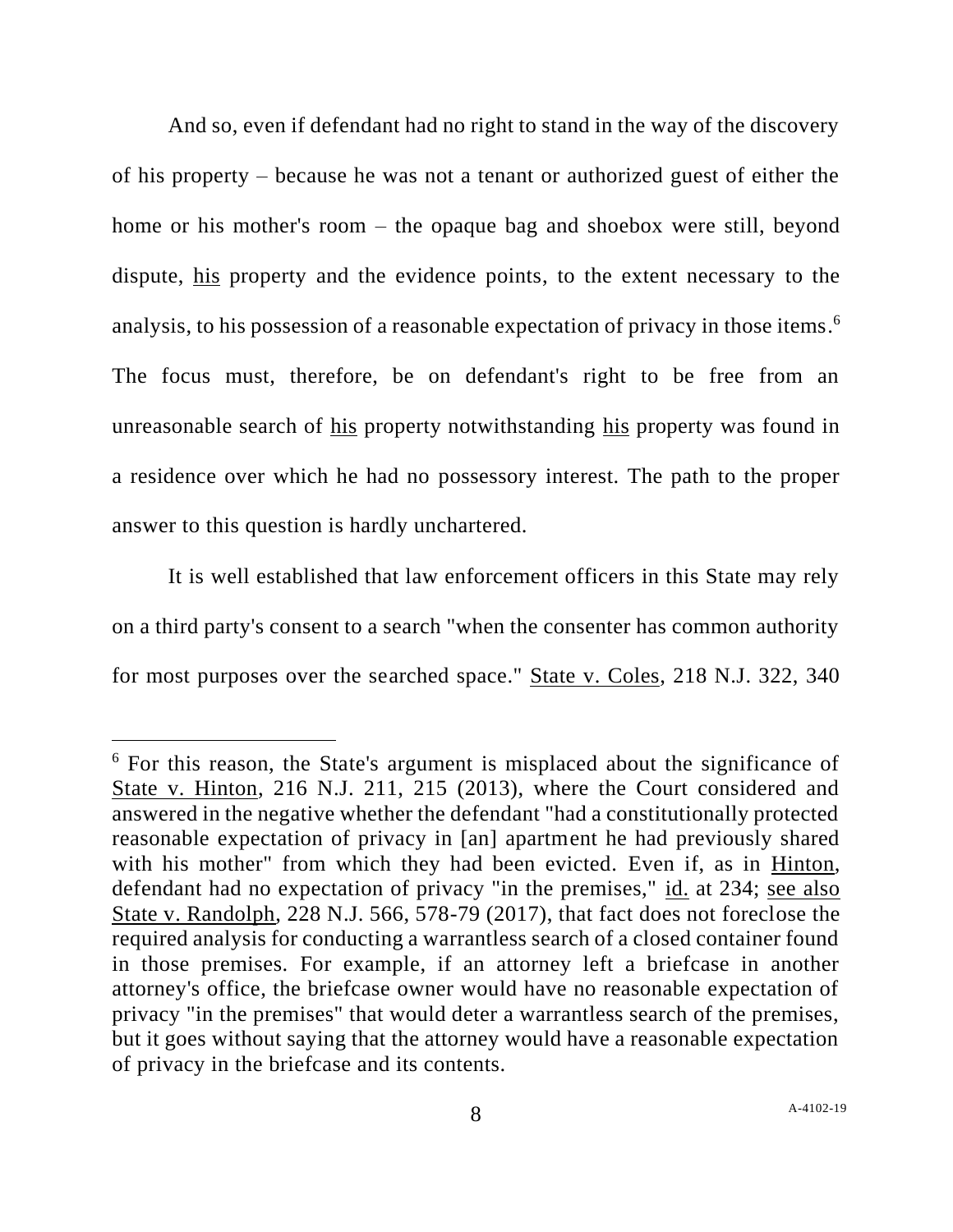And so, even if defendant had no right to stand in the way of the discovery of his property – because he was not a tenant or authorized guest of either the home or his mother's room – the opaque bag and shoebox were still, beyond dispute, <u>his</u> property and the evidence points, to the extent necessary to the analysis, to his possession of a reasonable expectation of privacy in those items.[6] The focus must, therefore, be on defendant's right to be free from an unreasonable search of <u>his</u> property notwithstanding <u>his</u> property was found in a residence over which he had no possessory interest. The path to the proper answer to this question is hardly unchartered.

It is well established that law enforcement officers in this State may rely on a third party's consent to a search "when the consenter has common authority for most purposes over the searched space." <u>State v. Coles</u>, 218 N.J. 322, 340

---

[6] For this reason, the State's argument is misplaced about the significance of <u>State v. Hinton</u>, 216 N.J. 211, 215 (2013), where the Court considered and answered in the negative whether the defendant "had a constitutionally protected reasonable expectation of privacy in [an] apartment he had previously shared with his mother" from which they had been evicted. Even if, as in <u>Hinton</u>, defendant had no expectation of privacy "in the premises," <u>id.</u> at 234; <u>see also</u> <u>State v. Randolph</u>, 228 N.J. 566, 578-79 (2017), that fact does not foreclose the required analysis for conducting a warrantless search of a closed container found in those premises. For example, if an attorney left a briefcase in another attorney's office, the briefcase owner would have no reasonable expectation of privacy "in the premises" that would deter a warrantless search of the premises, but it goes without saying that the attorney would have a reasonable expectation of privacy in the briefcase and its contents.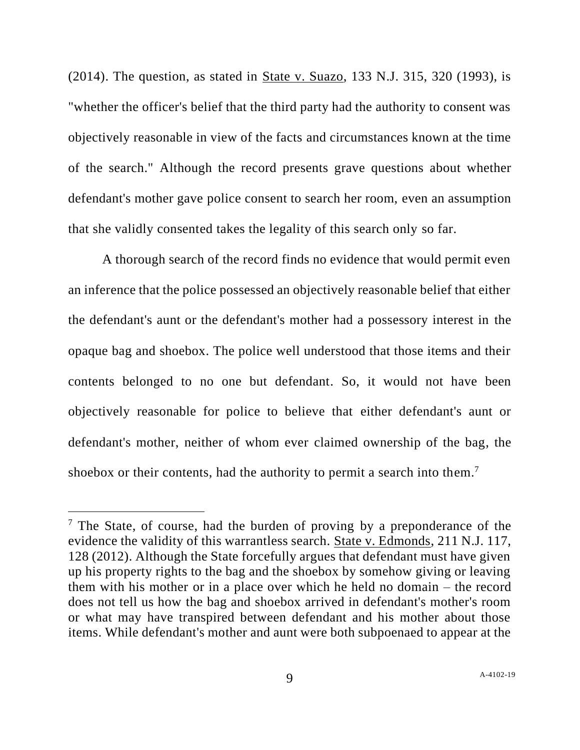(2014). The question, as stated in State v. Suazo, 133 N.J. 315, 320 (1993), is "whether the officer's belief that the third party had the authority to consent was objectively reasonable in view of the facts and circumstances known at the time of the search." Although the record presents grave questions about whether defendant's mother gave police consent to search her room, even an assumption that she validly consented takes the legality of this search only so far.

A thorough search of the record finds no evidence that would permit even an inference that the police possessed an objectively reasonable belief that either the defendant's aunt or the defendant's mother had a possessory interest in the opaque bag and shoebox. The police well understood that those items and their contents belonged to no one but defendant. So, it would not have been objectively reasonable for police to believe that either defendant's aunt or defendant's mother, neither of whom ever claimed ownership of the bag, the shoebox or their contents, had the authority to permit a search into them.[7]

---

[7] The State, of course, had the burden of proving by a preponderance of the evidence the validity of this warrantless search. State v. Edmonds, 211 N.J. 117, 128 (2012). Although the State forcefully argues that defendant must have given up his property rights to the bag and the shoebox by somehow giving or leaving them with his mother or in a place over which he held no domain – the record does not tell us how the bag and shoebox arrived in defendant's mother's room or what may have transpired between defendant and his mother about those items. While defendant's mother and aunt were both subpoenaed to appear at the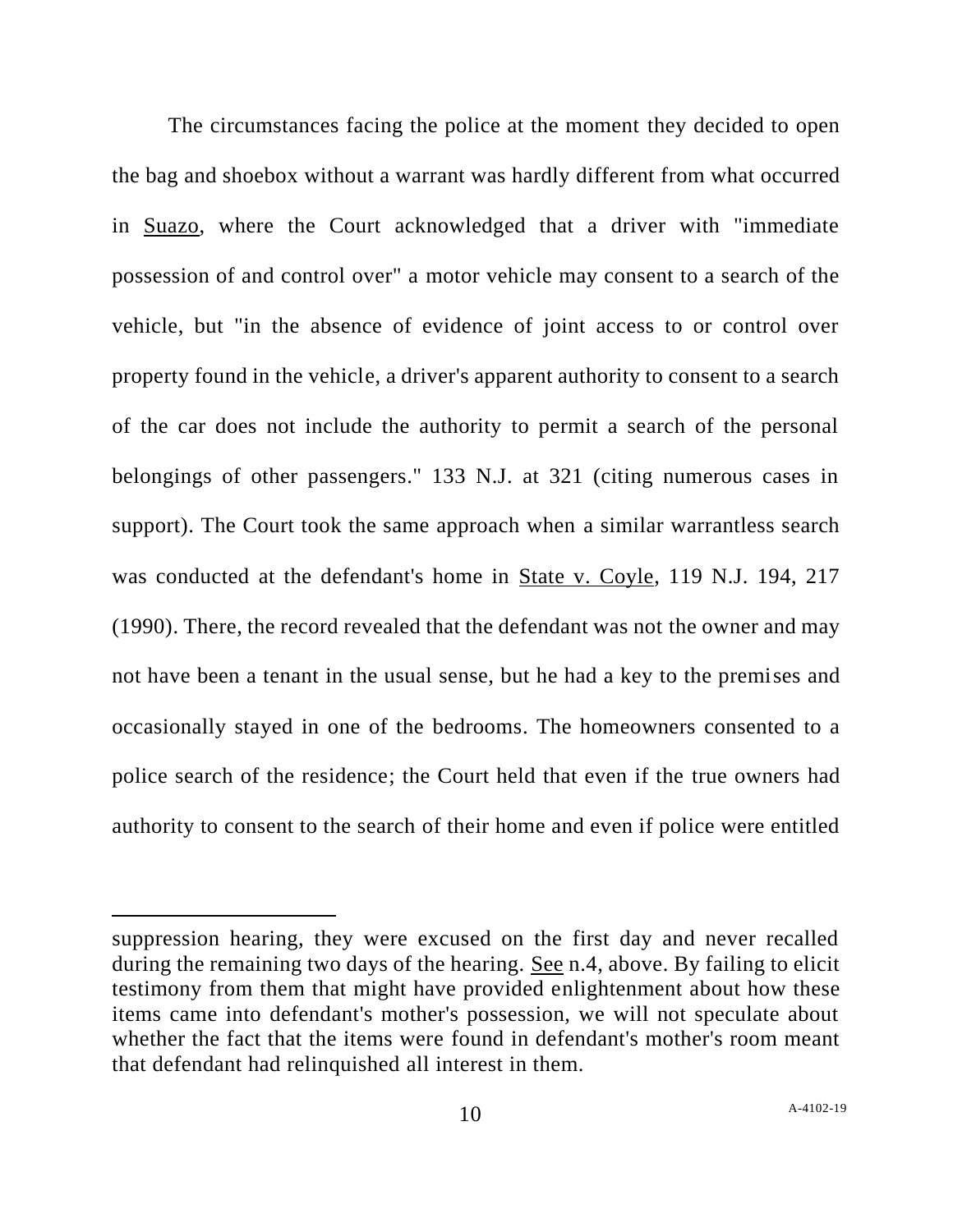The circumstances facing the police at the moment they decided to open the bag and shoebox without a warrant was hardly different from what occurred in Suazo, where the Court acknowledged that a driver with "immediate possession of and control over" a motor vehicle may consent to a search of the vehicle, but "in the absence of evidence of joint access to or control over property found in the vehicle, a driver's apparent authority to consent to a search of the car does not include the authority to permit a search of the personal belongings of other passengers." 133 N.J. at 321 (citing numerous cases in support). The Court took the same approach when a similar warrantless search was conducted at the defendant's home in State v. Coyle, 119 N.J. 194, 217 (1990). There, the record revealed that the defendant was not the owner and may not have been a tenant in the usual sense, but he had a key to the premises and occasionally stayed in one of the bedrooms. The homeowners consented to a police search of the residence; the Court held that even if the true owners had authority to consent to the search of their home and even if police were entitled

---

suppression hearing, they were excused on the first day and never recalled during the remaining two days of the hearing. See n.4, above. By failing to elicit testimony from them that might have provided enlightenment about how these items came into defendant's mother's possession, we will not speculate about whether the fact that the items were found in defendant's mother's room meant that defendant had relinquished all interest in them.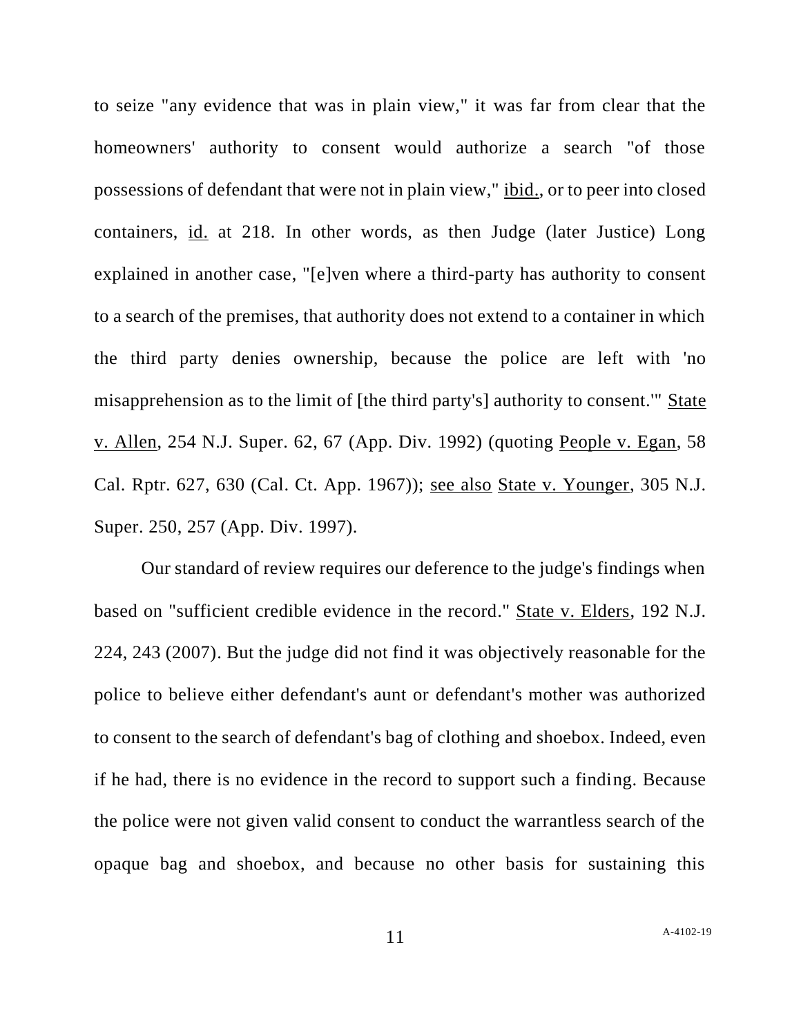to seize "any evidence that was in plain view," it was far from clear that the homeowners' authority to consent would authorize a search "of those possessions of defendant that were not in plain view," ibid., or to peer into closed containers, id. at 218. In other words, as then Judge (later Justice) Long explained in another case, "[e]ven where a third-party has authority to consent to a search of the premises, that authority does not extend to a container in which the third party denies ownership, because the police are left with 'no misapprehension as to the limit of [the third party's] authority to consent.'" State v. Allen, 254 N.J. Super. 62, 67 (App. Div. 1992) (quoting People v. Egan, 58 Cal. Rptr. 627, 630 (Cal. Ct. App. 1967)); see also State v. Younger, 305 N.J. Super. 250, 257 (App. Div. 1997).

Our standard of review requires our deference to the judge's findings when based on "sufficient credible evidence in the record." State v. Elders, 192 N.J. 224, 243 (2007). But the judge did not find it was objectively reasonable for the police to believe either defendant's aunt or defendant's mother was authorized to consent to the search of defendant's bag of clothing and shoebox. Indeed, even if he had, there is no evidence in the record to support such a finding. Because the police were not given valid consent to conduct the warrantless search of the opaque bag and shoebox, and because no other basis for sustaining this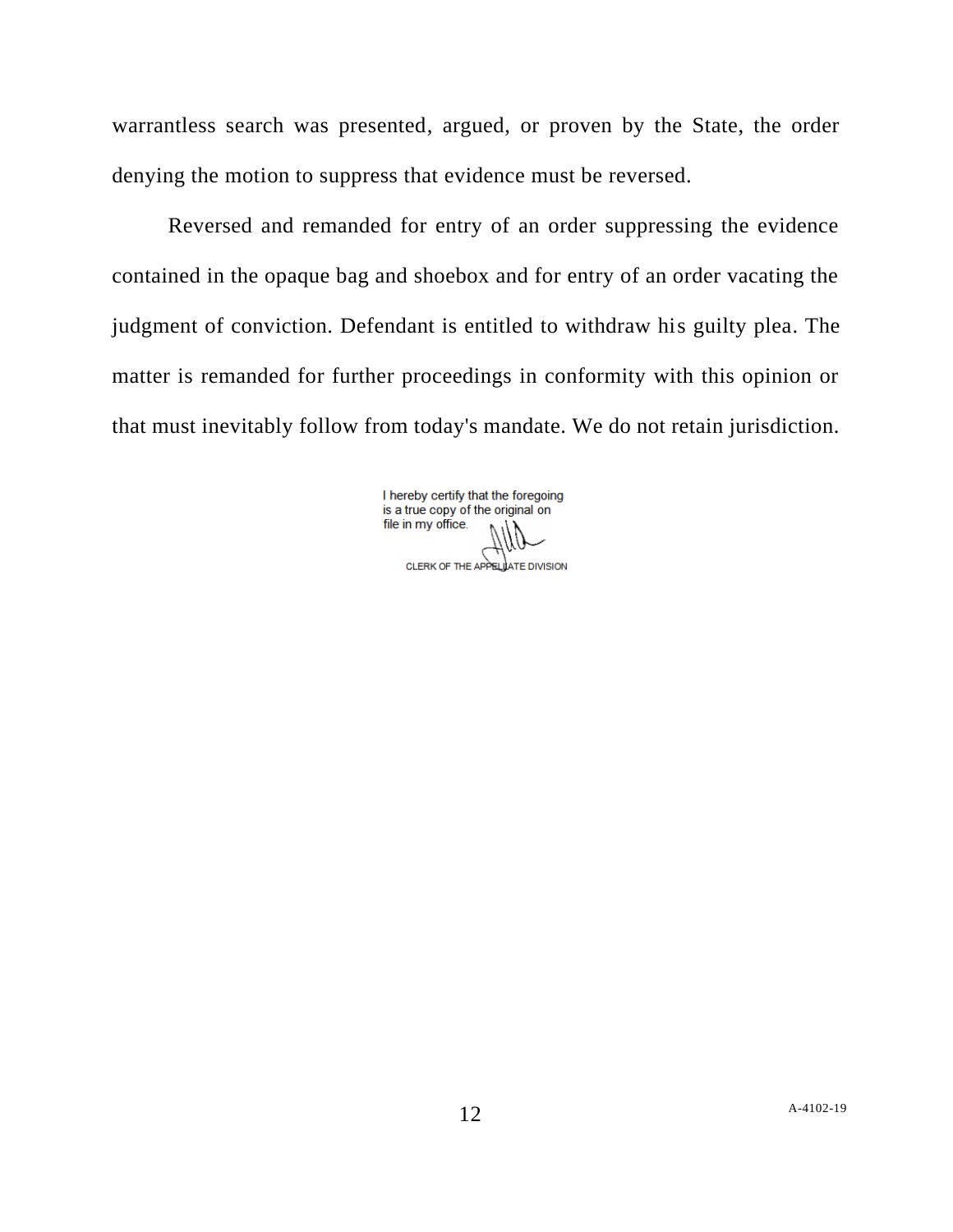warrantless search was presented, argued, or proven by the State, the order denying the motion to suppress that evidence must be reversed.

Reversed and remanded for entry of an order suppressing the evidence contained in the opaque bag and shoebox and for entry of an order vacating the judgment of conviction. Defendant is entitled to withdraw his guilty plea. The matter is remanded for further proceedings in conformity with this opinion or that must inevitably follow from today's mandate. We do not retain jurisdiction.

I hereby certify that the foregoing is a true copy of the original on file in my office.

CLERK OF THE APPELLATE DIVISION